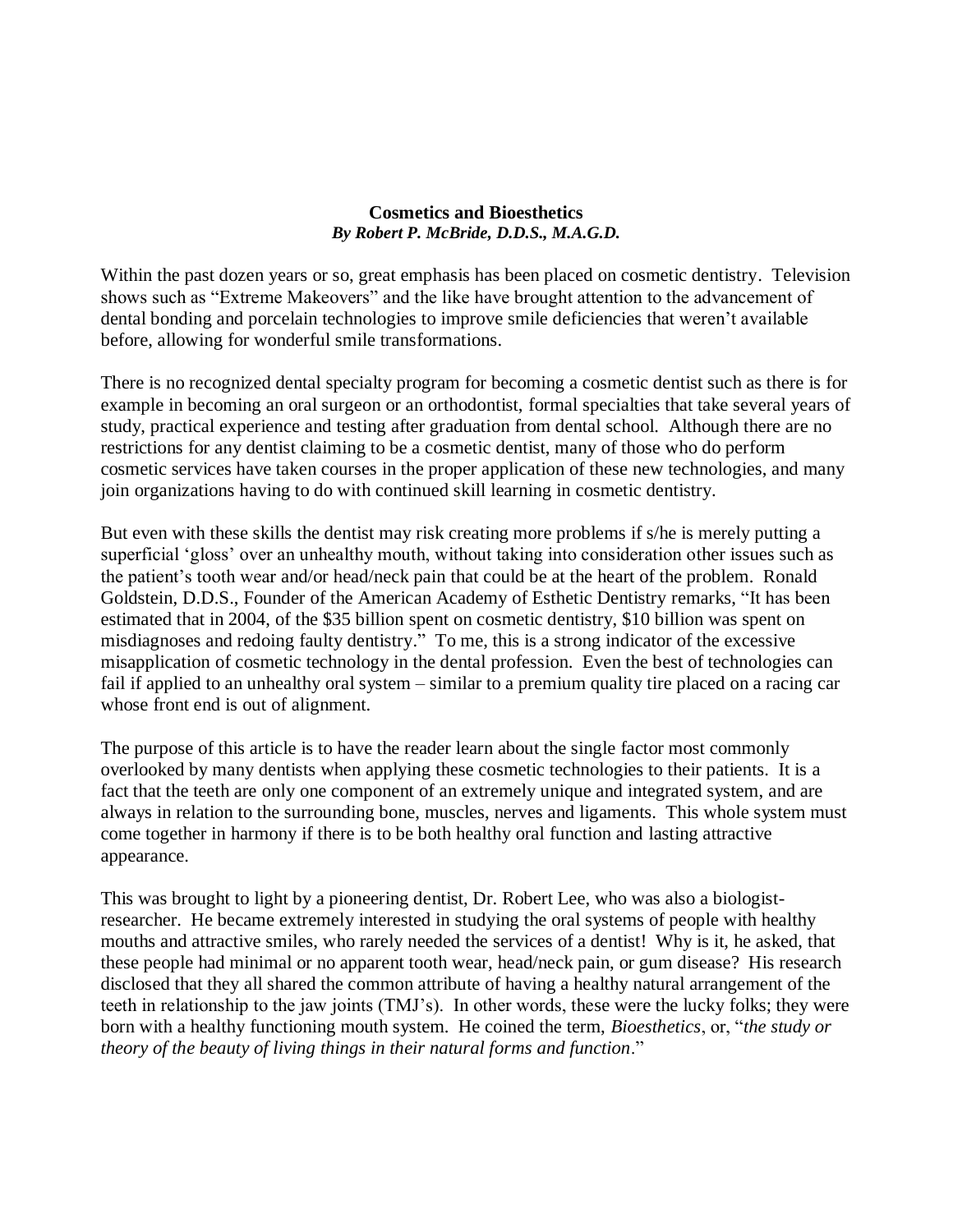# Cosmetics and Bioesthetics

***By Robert P. McBride, D.D.S., M.A.G.D.***

Within the past dozen years or so, great emphasis has been placed on cosmetic dentistry. Television shows such as "Extreme Makeovers" and the like have brought attention to the advancement of dental bonding and porcelain technologies to improve smile deficiencies that weren't available before, allowing for wonderful smile transformations.

There is no recognized dental specialty program for becoming a cosmetic dentist such as there is for example in becoming an oral surgeon or an orthodontist, formal specialties that take several years of study, practical experience and testing after graduation from dental school. Although there are no restrictions for any dentist claiming to be a cosmetic dentist, many of those who do perform cosmetic services have taken courses in the proper application of these new technologies, and many join organizations having to do with continued skill learning in cosmetic dentistry.

But even with these skills the dentist may risk creating more problems if s/he is merely putting a superficial 'gloss' over an unhealthy mouth, without taking into consideration other issues such as the patient's tooth wear and/or head/neck pain that could be at the heart of the problem. Ronald Goldstein, D.D.S., Founder of the American Academy of Esthetic Dentistry remarks, "It has been estimated that in 2004, of the $35 billion spent on cosmetic dentistry, $10 billion was spent on misdiagnoses and redoing faulty dentistry." To me, this is a strong indicator of the excessive misapplication of cosmetic technology in the dental profession. Even the best of technologies can fail if applied to an unhealthy oral system – similar to a premium quality tire placed on a racing car whose front end is out of alignment.

The purpose of this article is to have the reader learn about the single factor most commonly overlooked by many dentists when applying these cosmetic technologies to their patients. It is a fact that the teeth are only one component of an extremely unique and integrated system, and are always in relation to the surrounding bone, muscles, nerves and ligaments. This whole system must come together in harmony if there is to be both healthy oral function and lasting attractive appearance.

This was brought to light by a pioneering dentist, Dr. Robert Lee, who was also a biologist-researcher. He became extremely interested in studying the oral systems of people with healthy mouths and attractive smiles, who rarely needed the services of a dentist! Why is it, he asked, that these people had minimal or no apparent tooth wear, head/neck pain, or gum disease? His research disclosed that they all shared the common attribute of having a healthy natural arrangement of the teeth in relationship to the jaw joints (TMJ's). In other words, these were the lucky folks; they were born with a healthy functioning mouth system. He coined the term, *Bioesthetics*, or, "*the study or theory of the beauty of living things in their natural forms and function*."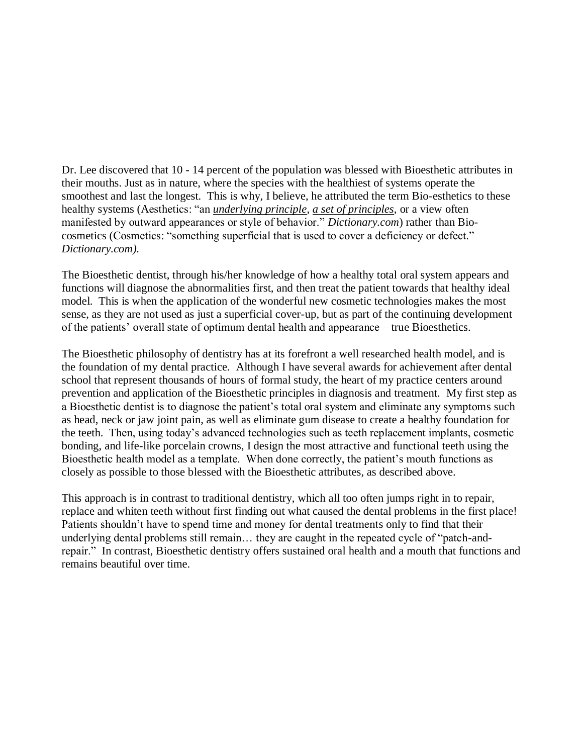Dr. Lee discovered that 10 - 14 percent of the population was blessed with Bioesthetic attributes in their mouths. Just as in nature, where the species with the healthiest of systems operate the smoothest and last the longest. This is why, I believe, he attributed the term Bio-esthetics to these healthy systems (Aesthetics: "an ***underlying principle***, ***a set of principles***, or a view often manifested by outward appearances or style of behavior." *Dictionary.com*) rather than Bio-cosmetics (Cosmetics: "something superficial that is used to cover a deficiency or defect." *Dictionary.com).*

The Bioesthetic dentist, through his/her knowledge of how a healthy total oral system appears and functions will diagnose the abnormalities first, and then treat the patient towards that healthy ideal model. This is when the application of the wonderful new cosmetic technologies makes the most sense, as they are not used as just a superficial cover-up, but as part of the continuing development of the patients' overall state of optimum dental health and appearance – true Bioesthetics.

The Bioesthetic philosophy of dentistry has at its forefront a well researched health model, and is the foundation of my dental practice. Although I have several awards for achievement after dental school that represent thousands of hours of formal study, the heart of my practice centers around prevention and application of the Bioesthetic principles in diagnosis and treatment. My first step as a Bioesthetic dentist is to diagnose the patient's total oral system and eliminate any symptoms such as head, neck or jaw joint pain, as well as eliminate gum disease to create a healthy foundation for the teeth. Then, using today's advanced technologies such as teeth replacement implants, cosmetic bonding, and life-like porcelain crowns, I design the most attractive and functional teeth using the Bioesthetic health model as a template. When done correctly, the patient's mouth functions as closely as possible to those blessed with the Bioesthetic attributes, as described above.

This approach is in contrast to traditional dentistry, which all too often jumps right in to repair, replace and whiten teeth without first finding out what caused the dental problems in the first place! Patients shouldn't have to spend time and money for dental treatments only to find that their underlying dental problems still remain… they are caught in the repeated cycle of "patch-and-repair." In contrast, Bioesthetic dentistry offers sustained oral health and a mouth that functions and remains beautiful over time.